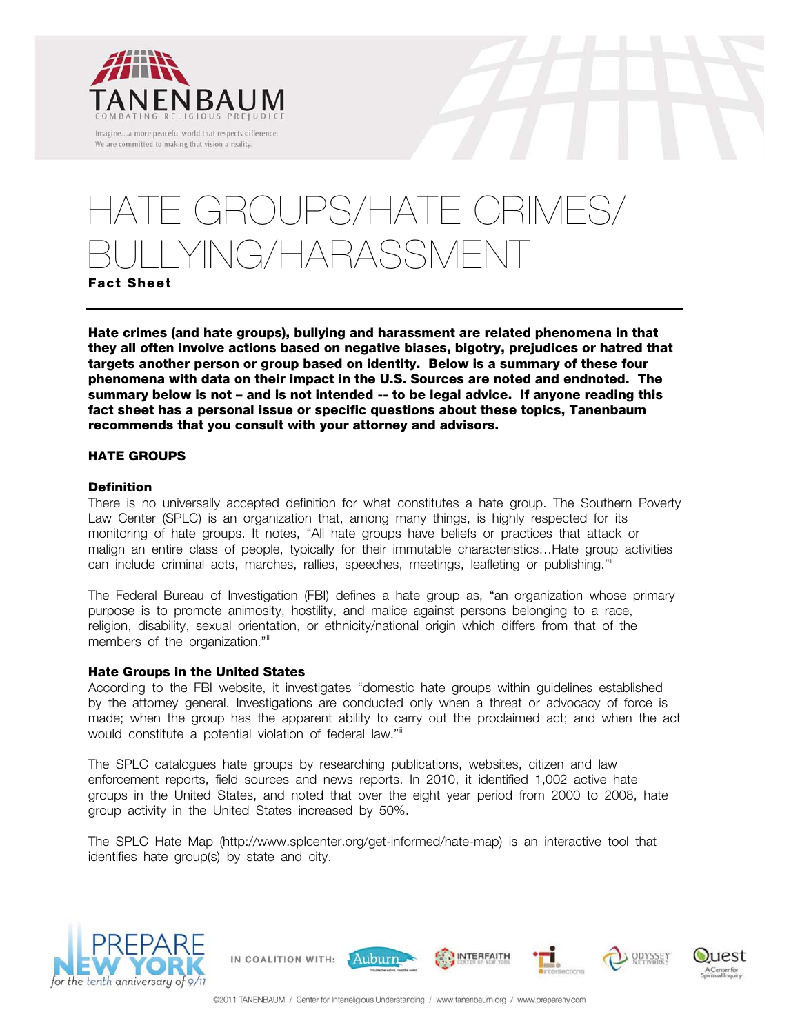# HATE GROUPS/HATE CRIMES/ BULLYING/HARASSMENT

**Fact Sheet**

**Hate crimes (and hate groups), bullying and harassment are related phenomena in that they all often involve actions based on negative biases, bigotry, prejudices or hatred that targets another person or group based on identity. Below is a summary of these four phenomena with data on their impact in the U.S. Sources are noted and endnoted. The summary below is not – and is not intended -- to be legal advice. If anyone reading this fact sheet has a personal issue or specific questions about these topics, Tanenbaum recommends that you consult with your attorney and advisors.**

## HATE GROUPS

### Definition

There is no universally accepted definition for what constitutes a hate group. The Southern Poverty Law Center (SPLC) is an organization that, among many things, is highly respected for its monitoring of hate groups. It notes, "All hate groups have beliefs or practices that attack or malign an entire class of people, typically for their immutable characteristics…Hate group activities can include criminal acts, marches, rallies, speeches, meetings, leafleting or publishing."[i]

The Federal Bureau of Investigation (FBI) defines a hate group as, "an organization whose primary purpose is to promote animosity, hostility, and malice against persons belonging to a race, religion, disability, sexual orientation, or ethnicity/national origin which differs from that of the members of the organization."[ii]

### Hate Groups in the United States

According to the FBI website, it investigates "domestic hate groups within guidelines established by the attorney general. Investigations are conducted only when a threat or advocacy of force is made; when the group has the apparent ability to carry out the proclaimed act; and when the act would constitute a potential violation of federal law."[iii]

The SPLC catalogues hate groups by researching publications, websites, citizen and law enforcement reports, field sources and news reports. In 2010, it identified 1,002 active hate groups in the United States, and noted that over the eight year period from 2000 to 2008, hate group activity in the United States increased by 50%.

The SPLC Hate Map (http://www.splcenter.org/get-informed/hate-map) is an interactive tool that identifies hate group(s) by state and city.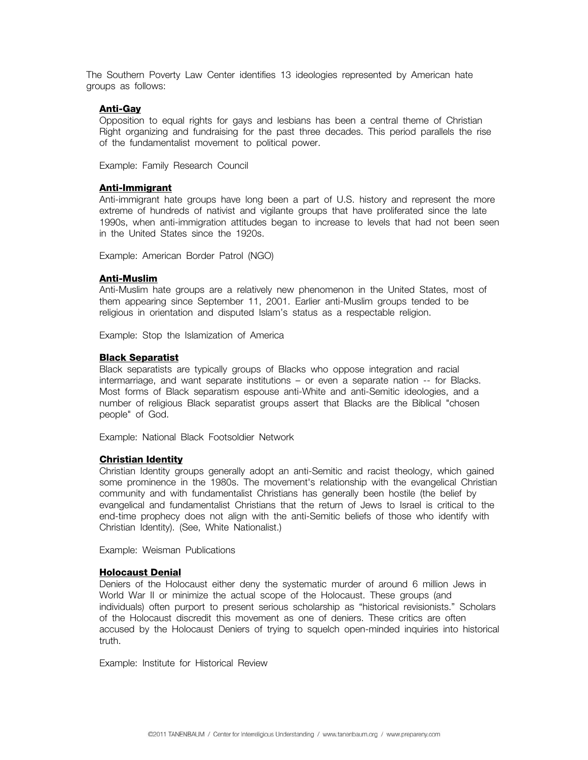The Southern Poverty Law Center identifies 13 ideologies represented by American hate groups as follows:

**Anti-Gay**

Opposition to equal rights for gays and lesbians has been a central theme of Christian Right organizing and fundraising for the past three decades. This period parallels the rise of the fundamentalist movement to political power.

Example: Family Research Council

**Anti-Immigrant**

Anti-immigrant hate groups have long been a part of U.S. history and represent the more extreme of hundreds of nativist and vigilante groups that have proliferated since the late 1990s, when anti-immigration attitudes began to increase to levels that had not been seen in the United States since the 1920s.

Example: American Border Patrol (NGO)

**Anti-Muslim**

Anti-Muslim hate groups are a relatively new phenomenon in the United States, most of them appearing since September 11, 2001. Earlier anti-Muslim groups tended to be religious in orientation and disputed Islam's status as a respectable religion.

Example: Stop the Islamization of America

**Black Separatist**

Black separatists are typically groups of Blacks who oppose integration and racial intermarriage, and want separate institutions – or even a separate nation -- for Blacks. Most forms of Black separatism espouse anti-White and anti-Semitic ideologies, and a number of religious Black separatist groups assert that Blacks are the Biblical "chosen people" of God.

Example: National Black Footsoldier Network

**Christian Identity**

Christian Identity groups generally adopt an anti-Semitic and racist theology, which gained some prominence in the 1980s. The movement's relationship with the evangelical Christian community and with fundamentalist Christians has generally been hostile (the belief by evangelical and fundamentalist Christians that the return of Jews to Israel is critical to the end-time prophecy does not align with the anti-Semitic beliefs of those who identify with Christian Identity). (See, White Nationalist.)

Example: Weisman Publications

**Holocaust Denial**

Deniers of the Holocaust either deny the systematic murder of around 6 million Jews in World War II or minimize the actual scope of the Holocaust. These groups (and individuals) often purport to present serious scholarship as "historical revisionists." Scholars of the Holocaust discredit this movement as one of deniers. These critics are often accused by the Holocaust Deniers of trying to squelch open-minded inquiries into historical truth.

Example: Institute for Historical Review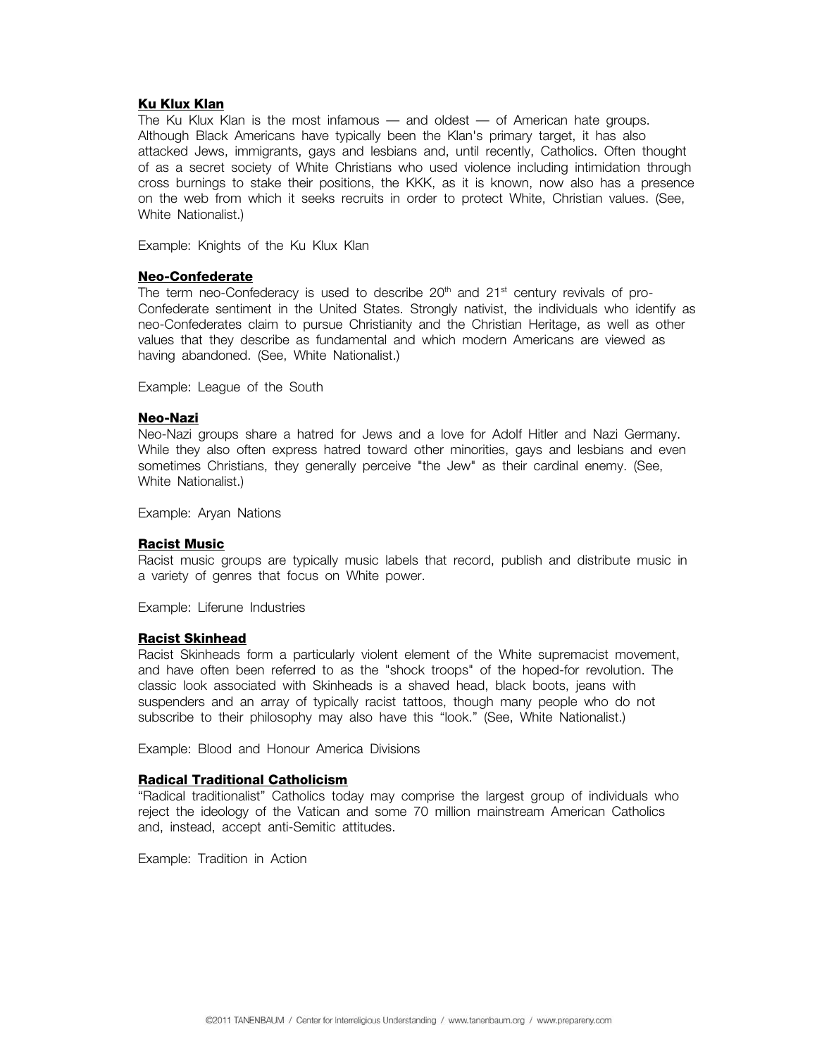**Ku Klux Klan**

The Ku Klux Klan is the most infamous — and oldest — of American hate groups. Although Black Americans have typically been the Klan's primary target, it has also attacked Jews, immigrants, gays and lesbians and, until recently, Catholics. Often thought of as a secret society of White Christians who used violence including intimidation through cross burnings to stake their positions, the KKK, as it is known, now also has a presence on the web from which it seeks recruits in order to protect White, Christian values. (See, White Nationalist.)

Example: Knights of the Ku Klux Klan

**Neo-Confederate**

The term neo-Confederacy is used to describe 20th and 21st century revivals of pro-Confederate sentiment in the United States. Strongly nativist, the individuals who identify as neo-Confederates claim to pursue Christianity and the Christian Heritage, as well as other values that they describe as fundamental and which modern Americans are viewed as having abandoned. (See, White Nationalist.)

Example: League of the South

**Neo-Nazi**

Neo-Nazi groups share a hatred for Jews and a love for Adolf Hitler and Nazi Germany. While they also often express hatred toward other minorities, gays and lesbians and even sometimes Christians, they generally perceive "the Jew" as their cardinal enemy. (See, White Nationalist.)

Example: Aryan Nations

**Racist Music**

Racist music groups are typically music labels that record, publish and distribute music in a variety of genres that focus on White power.

Example: Liferune Industries

**Racist Skinhead**

Racist Skinheads form a particularly violent element of the White supremacist movement, and have often been referred to as the "shock troops" of the hoped-for revolution. The classic look associated with Skinheads is a shaved head, black boots, jeans with suspenders and an array of typically racist tattoos, though many people who do not subscribe to their philosophy may also have this "look." (See, White Nationalist.)

Example: Blood and Honour America Divisions

**Radical Traditional Catholicism**

"Radical traditionalist" Catholics today may comprise the largest group of individuals who reject the ideology of the Vatican and some 70 million mainstream American Catholics and, instead, accept anti-Semitic attitudes.

Example: Tradition in Action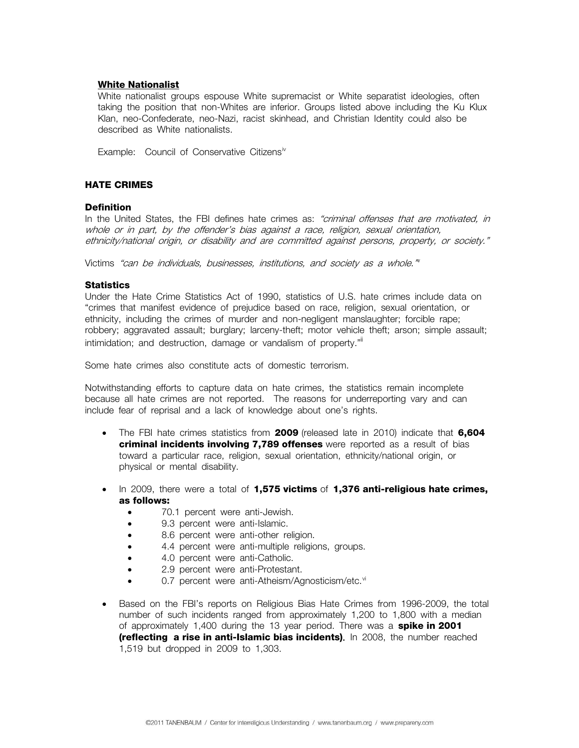**White Nationalist**

White nationalist groups espouse White supremacist or White separatist ideologies, often taking the position that non-Whites are inferior. Groups listed above including the Ku Klux Klan, neo-Confederate, neo-Nazi, racist skinhead, and Christian Identity could also be described as White nationalists.

Example: Council of Conservative Citizens[iv]

## HATE CRIMES

### Definition

In the United States, the FBI defines hate crimes as: *"criminal offenses that are motivated, in whole or in part, by the offender's bias against a race, religion, sexual orientation, ethnicity/national origin, or disability and are committed against persons, property, or society."*

Victims *"can be individuals, businesses, institutions, and society as a whole."*[v]

### Statistics

Under the Hate Crime Statistics Act of 1990, statistics of U.S. hate crimes include data on "crimes that manifest evidence of prejudice based on race, religion, sexual orientation, or ethnicity, including the crimes of murder and non-negligent manslaughter; forcible rape; robbery; aggravated assault; burglary; larceny-theft; motor vehicle theft; arson; simple assault; intimidation; and destruction, damage or vandalism of property."[iii]

Some hate crimes also constitute acts of domestic terrorism.

Notwithstanding efforts to capture data on hate crimes, the statistics remain incomplete because all hate crimes are not reported. The reasons for underreporting vary and can include fear of reprisal and a lack of knowledge about one's rights.

- The FBI hate crimes statistics from **2009** (released late in 2010) indicate that **6,604 criminal incidents involving 7,789 offenses** were reported as a result of bias toward a particular race, religion, sexual orientation, ethnicity/national origin, or physical or mental disability.
- In 2009, there were a total of **1,575 victims** of **1,376 anti-religious hate crimes, as follows:**
  - 70.1 percent were anti-Jewish.
  - 9.3 percent were anti-Islamic.
  - 8.6 percent were anti-other religion.
  - 4.4 percent were anti-multiple religions, groups.
  - 4.0 percent were anti-Catholic.
  - 2.9 percent were anti-Protestant.
  - 0.7 percent were anti-Atheism/Agnosticism/etc.[vi]
- Based on the FBI's reports on Religious Bias Hate Crimes from 1996-2009, the total number of such incidents ranged from approximately 1,200 to 1,800 with a median of approximately 1,400 during the 13 year period. There was a **spike in 2001 (reflecting a rise in anti-Islamic bias incidents)**. In 2008, the number reached 1,519 but dropped in 2009 to 1,303.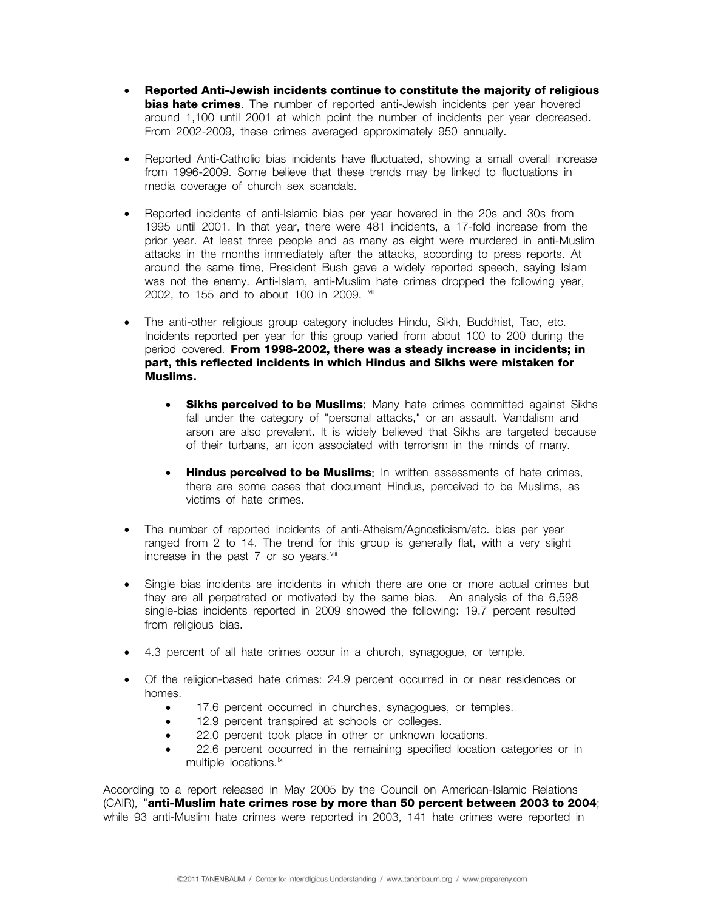- **Reported Anti-Jewish incidents continue to constitute the majority of religious bias hate crimes**. The number of reported anti-Jewish incidents per year hovered around 1,100 until 2001 at which point the number of incidents per year decreased. From 2002-2009, these crimes averaged approximately 950 annually.

- Reported Anti-Catholic bias incidents have fluctuated, showing a small overall increase from 1996-2009. Some believe that these trends may be linked to fluctuations in media coverage of church sex scandals.

- Reported incidents of anti-Islamic bias per year hovered in the 20s and 30s from 1995 until 2001. In that year, there were 481 incidents, a 17-fold increase from the prior year. At least three people and as many as eight were murdered in anti-Muslim attacks in the months immediately after the attacks, according to press reports. At around the same time, President Bush gave a widely reported speech, saying Islam was not the enemy. Anti-Islam, anti-Muslim hate crimes dropped the following year, 2002, to 155 and to about 100 in 2009. [vii]

- The anti-other religious group category includes Hindu, Sikh, Buddhist, Tao, etc. Incidents reported per year for this group varied from about 100 to 200 during the period covered. **From 1998-2002, there was a steady increase in incidents; in part, this reflected incidents in which Hindus and Sikhs were mistaken for Muslims.**

    - **Sikhs perceived to be Muslims**: Many hate crimes committed against Sikhs fall under the category of "personal attacks," or an assault. Vandalism and arson are also prevalent. It is widely believed that Sikhs are targeted because of their turbans, an icon associated with terrorism in the minds of many.

    - **Hindus perceived to be Muslims**: In written assessments of hate crimes, there are some cases that document Hindus, perceived to be Muslims, as victims of hate crimes.

- The number of reported incidents of anti-Atheism/Agnosticism/etc. bias per year ranged from 2 to 14. The trend for this group is generally flat, with a very slight increase in the past 7 or so years.[viii]

- Single bias incidents are incidents in which there are one or more actual crimes but they are all perpetrated or motivated by the same bias. An analysis of the 6,598 single-bias incidents reported in 2009 showed the following: 19.7 percent resulted from religious bias.

- 4.3 percent of all hate crimes occur in a church, synagogue, or temple.

- Of the religion-based hate crimes: 24.9 percent occurred in or near residences or homes.
    - 17.6 percent occurred in churches, synagogues, or temples.
    - 12.9 percent transpired at schools or colleges.
    - 22.0 percent took place in other or unknown locations.
    - 22.6 percent occurred in the remaining specified location categories or in multiple locations.[ix]

According to a report released in May 2005 by the Council on American-Islamic Relations (CAIR), "**anti-Muslim hate crimes rose by more than 50 percent between 2003 to 2004**; while 93 anti-Muslim hate crimes were reported in 2003, 141 hate crimes were reported in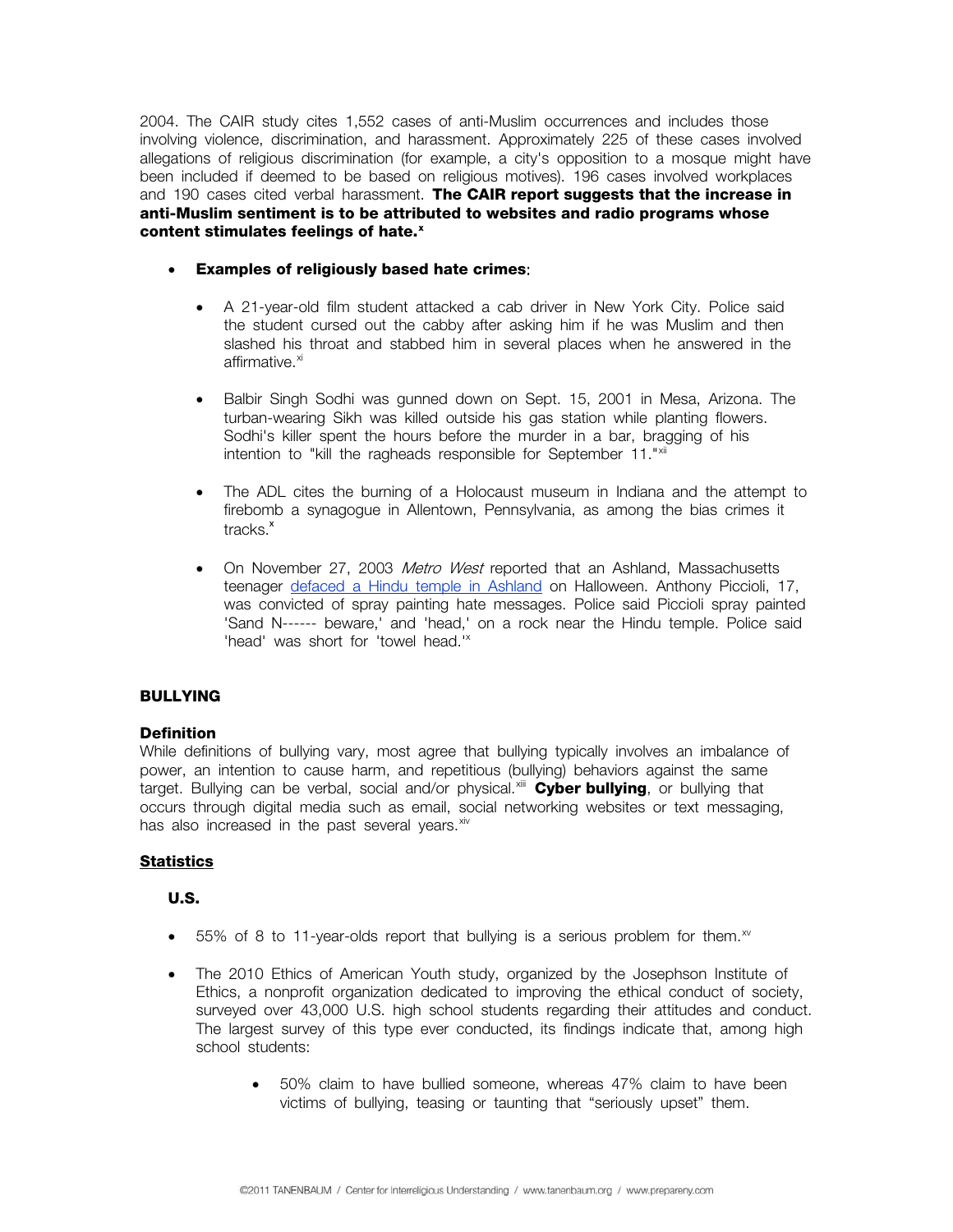2004. The CAIR study cites 1,552 cases of anti-Muslim occurrences and includes those involving violence, discrimination, and harassment. Approximately 225 of these cases involved allegations of religious discrimination (for example, a city's opposition to a mosque might have been included if deemed to be based on religious motives). 196 cases involved workplaces and 190 cases cited verbal harassment. **The CAIR report suggests that the increase in anti-Muslim sentiment is to be attributed to websites and radio programs whose content stimulates feelings of hate.**[x]

- **Examples of religiously based hate crimes**;
  - A 21-year-old film student attacked a cab driver in New York City. Police said the student cursed out the cabby after asking him if he was Muslim and then slashed his throat and stabbed him in several places when he answered in the affirmative.[xi]
  - Balbir Singh Sodhi was gunned down on Sept. 15, 2001 in Mesa, Arizona. The turban-wearing Sikh was killed outside his gas station while planting flowers. Sodhi's killer spent the hours before the murder in a bar, bragging of his intention to "kill the ragheads responsible for September 11."[xii]
  - The ADL cites the burning of a Holocaust museum in Indiana and the attempt to firebomb a synagogue in Allentown, Pennsylvania, as among the bias crimes it tracks.[x]
  - On November 27, 2003 *Metro West* reported that an Ashland, Massachusetts teenager [defaced a Hindu temple in Ashland]() on Halloween. Anthony Piccioli, 17, was convicted of spray painting hate messages. Police said Piccioli spray painted 'Sand N------ beware,' and 'head,' on a rock near the Hindu temple. Police said 'head' was short for 'towel head.'[x]

## BULLYING

### Definition

While definitions of bullying vary, most agree that bullying typically involves an imbalance of power, an intention to cause harm, and repetitious (bullying) behaviors against the same target. Bullying can be verbal, social and/or physical.[xiii] **Cyber bullying**, or bullying that occurs through digital media such as email, social networking websites or text messaging, has also increased in the past several years.[xiv]

### Statistics

#### U.S.

- 55% of 8 to 11-year-olds report that bullying is a serious problem for them.[xv]
- The 2010 Ethics of American Youth study, organized by the Josephson Institute of Ethics, a nonprofit organization dedicated to improving the ethical conduct of society, surveyed over 43,000 U.S. high school students regarding their attitudes and conduct. The largest survey of this type ever conducted, its findings indicate that, among high school students:
  - 50% claim to have bullied someone, whereas 47% claim to have been victims of bullying, teasing or taunting that "seriously upset" them.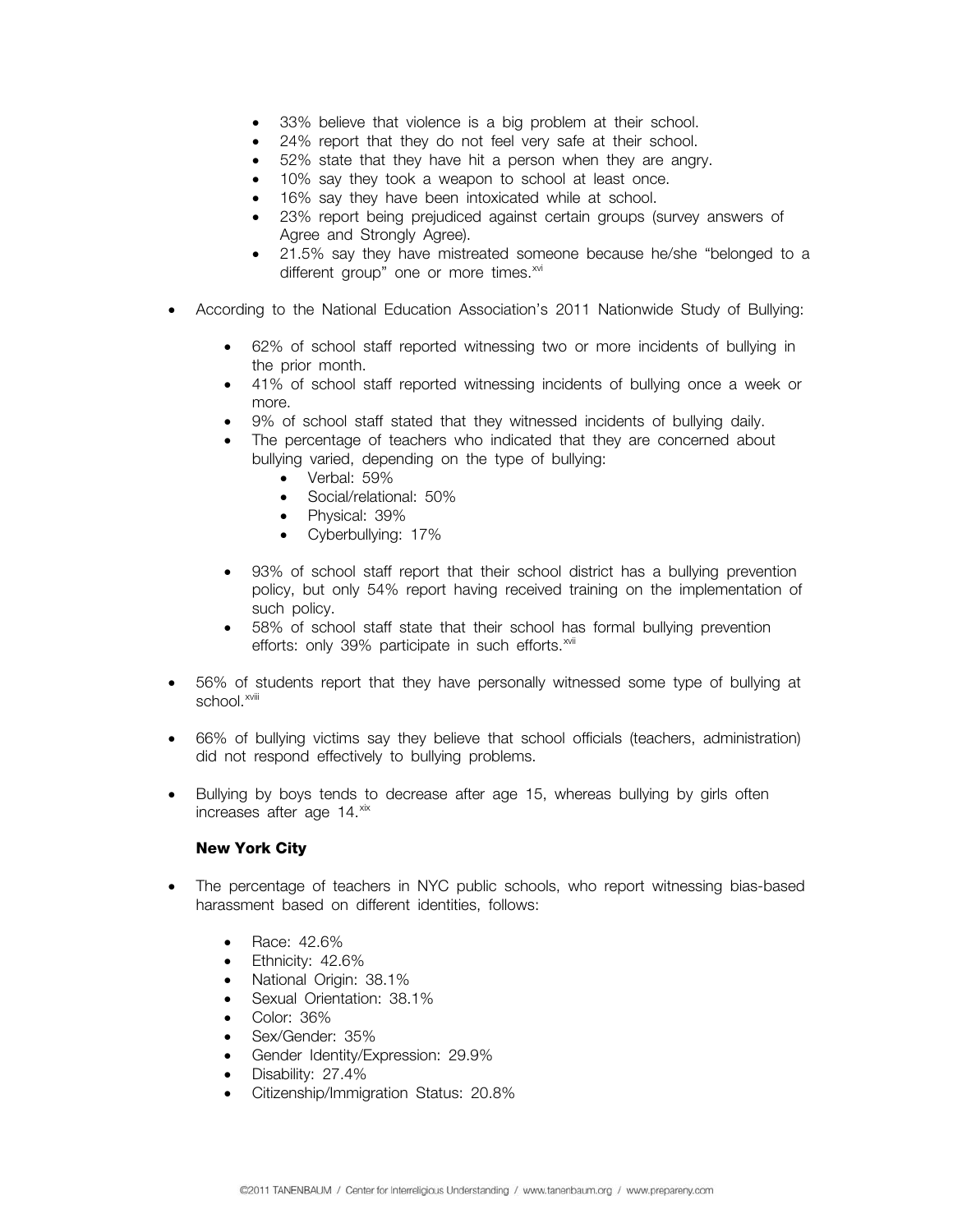- 33% believe that violence is a big problem at their school.
- 24% report that they do not feel very safe at their school.
- 52% state that they have hit a person when they are angry.
- 10% say they took a weapon to school at least once.
- 16% say they have been intoxicated while at school.
- 23% report being prejudiced against certain groups (survey answers of Agree and Strongly Agree).
- 21.5% say they have mistreated someone because he/she "belonged to a different group" one or more times.[xvi]

- According to the National Education Association's 2011 Nationwide Study of Bullying:
  - 62% of school staff reported witnessing two or more incidents of bullying in the prior month.
  - 41% of school staff reported witnessing incidents of bullying once a week or more.
  - 9% of school staff stated that they witnessed incidents of bullying daily.
  - The percentage of teachers who indicated that they are concerned about bullying varied, depending on the type of bullying:
    - Verbal: 59%
    - Social/relational: 50%
    - Physical: 39%
    - Cyberbullying: 17%
  - 93% of school staff report that their school district has a bullying prevention policy, but only 54% report having received training on the implementation of such policy.
  - 58% of school staff state that their school has formal bullying prevention efforts: only 39% participate in such efforts.[xvii]

- 56% of students report that they have personally witnessed some type of bullying at school.[xviii]

- 66% of bullying victims say they believe that school officials (teachers, administration) did not respond effectively to bullying problems.

- Bullying by boys tends to decrease after age 15, whereas bullying by girls often increases after age 14.[xix]

**New York City**

- The percentage of teachers in NYC public schools, who report witnessing bias-based harassment based on different identities, follows:
  - Race: 42.6%
  - Ethnicity: 42.6%
  - National Origin: 38.1%
  - Sexual Orientation: 38.1%
  - Color: 36%
  - Sex/Gender: 35%
  - Gender Identity/Expression: 29.9%
  - Disability: 27.4%
  - Citizenship/Immigration Status: 20.8%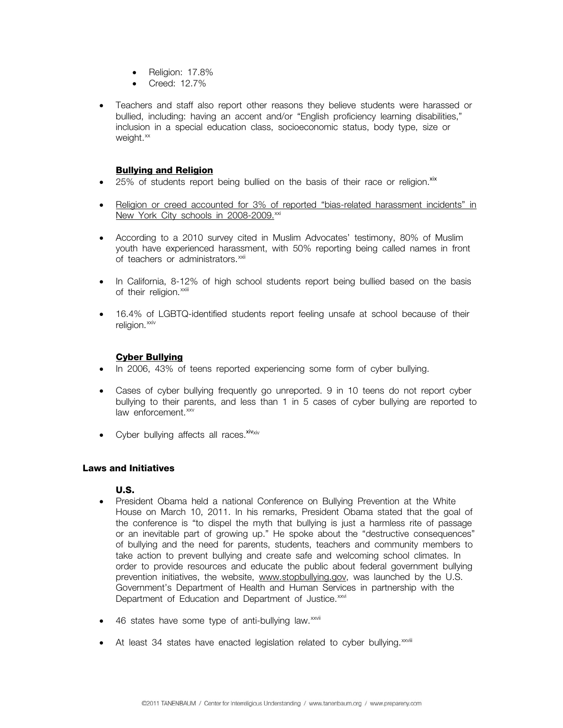- Religion: 17.8%
- Creed: 12.7%

- Teachers and staff also report other reasons they believe students were harassed or bullied, including: having an accent and/or "English proficiency learning disabilities," inclusion in a special education class, socioeconomic status, body type, size or weight.[xx]

### Bullying and Religion

- 25% of students report being bullied on the basis of their race or religion.[xix]
- Religion or creed accounted for 3% of reported "bias-related harassment incidents" in New York City schools in 2008-2009.[xxi]
- According to a 2010 survey cited in Muslim Advocates' testimony, 80% of Muslim youth have experienced harassment, with 50% reporting being called names in front of teachers or administrators.[xxii]
- In California, 8-12% of high school students report being bullied based on the basis of their religion.[xxiii]
- 16.4% of LGBTQ-identified students report feeling unsafe at school because of their religion.[xxiv]

### Cyber Bullying

- In 2006, 43% of teens reported experiencing some form of cyber bullying.
- Cases of cyber bullying frequently go unreported. 9 in 10 teens do not report cyber bullying to their parents, and less than 1 in 5 cases of cyber bullying are reported to law enforcement.[xxv]
- Cyber bullying affects all races.[xiv][xiv]

## Laws and Initiatives

### U.S.

- President Obama held a national Conference on Bullying Prevention at the White House on March 10, 2011. In his remarks, President Obama stated that the goal of the conference is "to dispel the myth that bullying is just a harmless rite of passage or an inevitable part of growing up." He spoke about the "destructive consequences" of bullying and the need for parents, students, teachers and community members to take action to prevent bullying and create safe and welcoming school climates. In order to provide resources and educate the public about federal government bullying prevention initiatives, the website, www.stopbullying.gov, was launched by the U.S. Government's Department of Health and Human Services in partnership with the Department of Education and Department of Justice.[xxvi]
- 46 states have some type of anti-bullying law.[xxvii]
- At least 34 states have enacted legislation related to cyber bullying.[xxviii]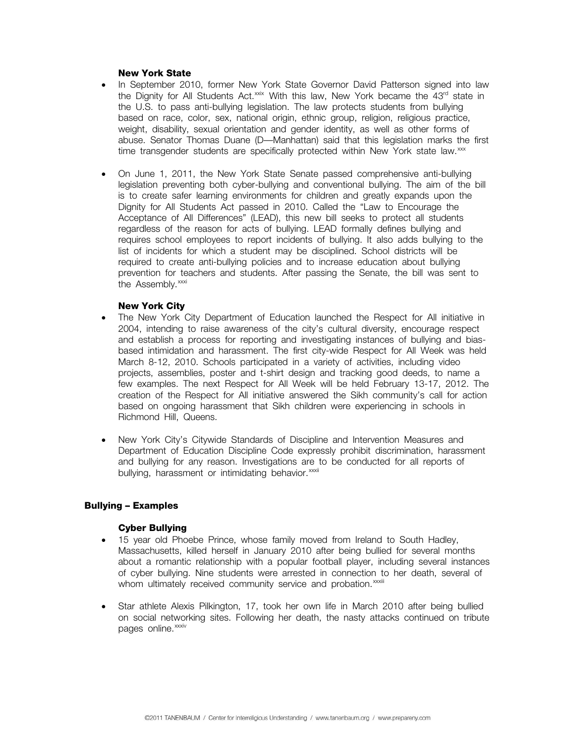### New York State

- In September 2010, former New York State Governor David Patterson signed into law the Dignity for All Students Act.[xxix] With this law, New York became the 43rd state in the U.S. to pass anti-bullying legislation. The law protects students from bullying based on race, color, sex, national origin, ethnic group, religion, religious practice, weight, disability, sexual orientation and gender identity, as well as other forms of abuse. Senator Thomas Duane (D—Manhattan) said that this legislation marks the first time transgender students are specifically protected within New York state law.[xxx]

- On June 1, 2011, the New York State Senate passed comprehensive anti-bullying legislation preventing both cyber-bullying and conventional bullying. The aim of the bill is to create safer learning environments for children and greatly expands upon the Dignity for All Students Act passed in 2010. Called the "Law to Encourage the Acceptance of All Differences" (LEAD), this new bill seeks to protect all students regardless of the reason for acts of bullying. LEAD formally defines bullying and requires school employees to report incidents of bullying. It also adds bullying to the list of incidents for which a student may be disciplined. School districts will be required to create anti-bullying policies and to increase education about bullying prevention for teachers and students. After passing the Senate, the bill was sent to the Assembly.[xxxi]

### New York City

- The New York City Department of Education launched the Respect for All initiative in 2004, intending to raise awareness of the city's cultural diversity, encourage respect and establish a process for reporting and investigating instances of bullying and bias-based intimidation and harassment. The first city-wide Respect for All Week was held March 8-12, 2010. Schools participated in a variety of activities, including video projects, assemblies, poster and t-shirt design and tracking good deeds, to name a few examples. The next Respect for All Week will be held February 13-17, 2012. The creation of the Respect for All initiative answered the Sikh community's call for action based on ongoing harassment that Sikh children were experiencing in schools in Richmond Hill, Queens.

- New York City's Citywide Standards of Discipline and Intervention Measures and Department of Education Discipline Code expressly prohibit discrimination, harassment and bullying for any reason. Investigations are to be conducted for all reports of bullying, harassment or intimidating behavior.[xxxii]

## Bullying – Examples

### Cyber Bullying

- 15 year old Phoebe Prince, whose family moved from Ireland to South Hadley, Massachusetts, killed herself in January 2010 after being bullied for several months about a romantic relationship with a popular football player, including several instances of cyber bullying. Nine students were arrested in connection to her death, several of whom ultimately received community service and probation.[xxxiii]

- Star athlete Alexis Pilkington, 17, took her own life in March 2010 after being bullied on social networking sites. Following her death, the nasty attacks continued on tribute pages online.[xxxiv]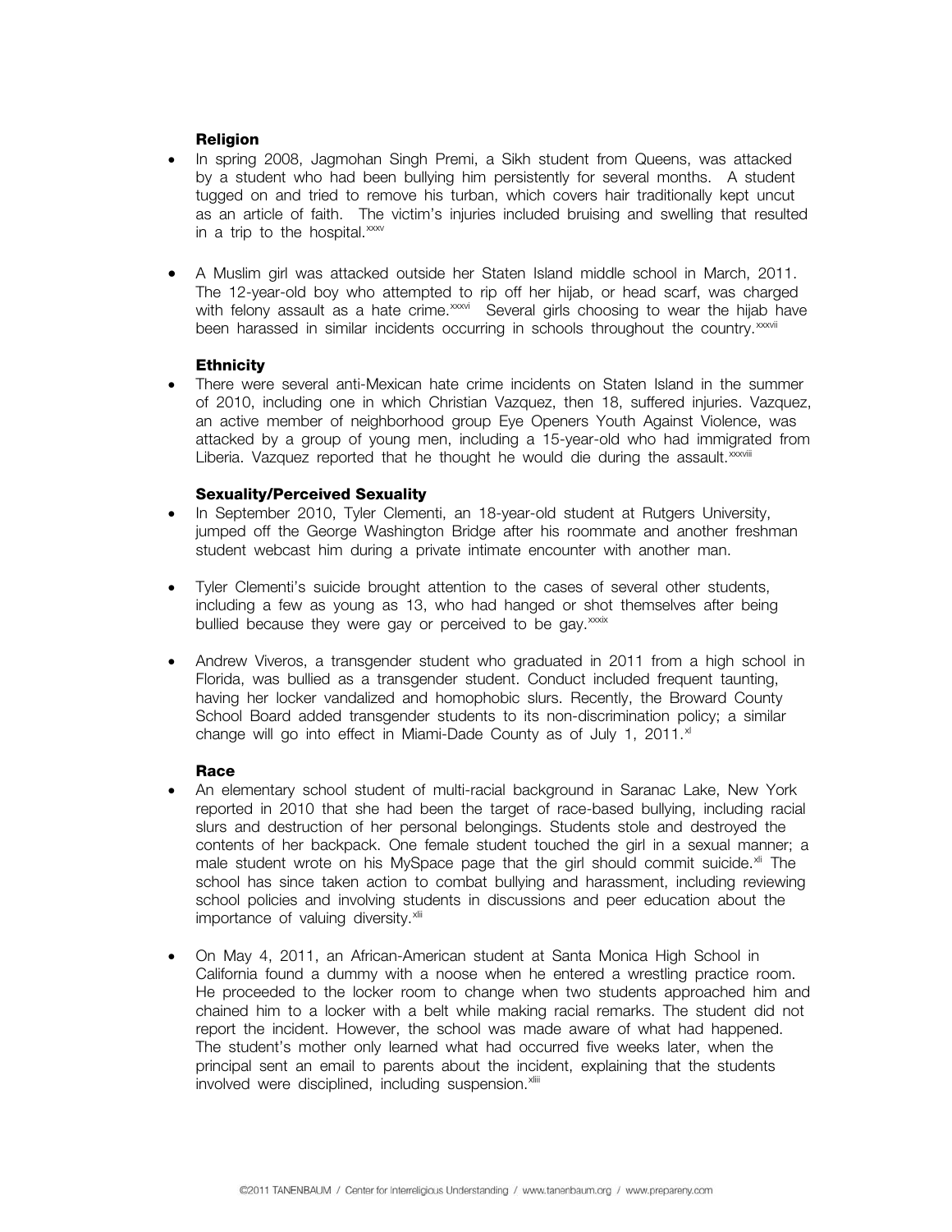### Religion

- In spring 2008, Jagmohan Singh Premi, a Sikh student from Queens, was attacked by a student who had been bullying him persistently for several months. A student tugged on and tried to remove his turban, which covers hair traditionally kept uncut as an article of faith. The victim's injuries included bruising and swelling that resulted in a trip to the hospital.[xxxv]

- A Muslim girl was attacked outside her Staten Island middle school in March, 2011. The 12-year-old boy who attempted to rip off her hijab, or head scarf, was charged with felony assault as a hate crime.[xxxvi] Several girls choosing to wear the hijab have been harassed in similar incidents occurring in schools throughout the country.[xxxvii]

### Ethnicity

- There were several anti-Mexican hate crime incidents on Staten Island in the summer of 2010, including one in which Christian Vazquez, then 18, suffered injuries. Vazquez, an active member of neighborhood group Eye Openers Youth Against Violence, was attacked by a group of young men, including a 15-year-old who had immigrated from Liberia. Vazquez reported that he thought he would die during the assault.[xxxviii]

### Sexuality/Perceived Sexuality

- In September 2010, Tyler Clementi, an 18-year-old student at Rutgers University, jumped off the George Washington Bridge after his roommate and another freshman student webcast him during a private intimate encounter with another man.

- Tyler Clementi's suicide brought attention to the cases of several other students, including a few as young as 13, who had hanged or shot themselves after being bullied because they were gay or perceived to be gay.[xxxix]

- Andrew Viveros, a transgender student who graduated in 2011 from a high school in Florida, was bullied as a transgender student. Conduct included frequent taunting, having her locker vandalized and homophobic slurs. Recently, the Broward County School Board added transgender students to its non-discrimination policy; a similar change will go into effect in Miami-Dade County as of July 1, 2011.[xl]

### Race

- An elementary school student of multi-racial background in Saranac Lake, New York reported in 2010 that she had been the target of race-based bullying, including racial slurs and destruction of her personal belongings. Students stole and destroyed the contents of her backpack. One female student touched the girl in a sexual manner; a male student wrote on his MySpace page that the girl should commit suicide.[xli] The school has since taken action to combat bullying and harassment, including reviewing school policies and involving students in discussions and peer education about the importance of valuing diversity.[xlii]

- On May 4, 2011, an African-American student at Santa Monica High School in California found a dummy with a noose when he entered a wrestling practice room. He proceeded to the locker room to change when two students approached him and chained him to a locker with a belt while making racial remarks. The student did not report the incident. However, the school was made aware of what had happened. The student's mother only learned what had occurred five weeks later, when the principal sent an email to parents about the incident, explaining that the students involved were disciplined, including suspension.[xliii]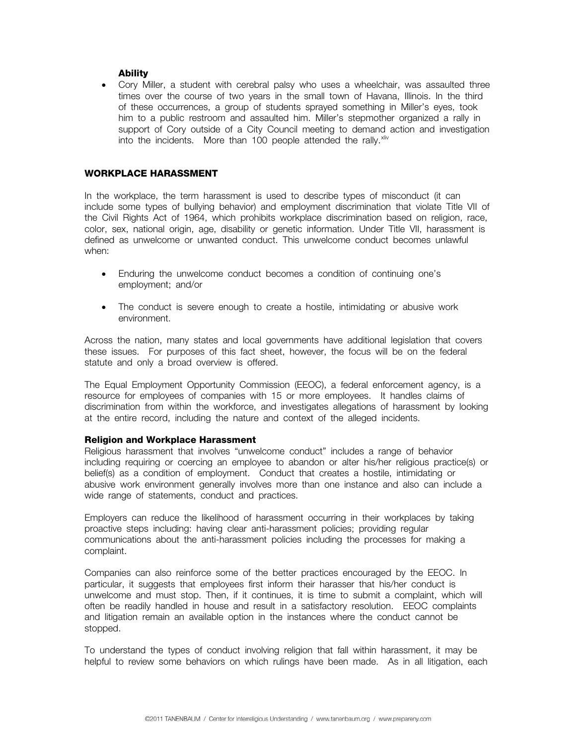**Ability**

- Cory Miller, a student with cerebral palsy who uses a wheelchair, was assaulted three times over the course of two years in the small town of Havana, Illinois. In the third of these occurrences, a group of students sprayed something in Miller's eyes, took him to a public restroom and assaulted him. Miller's stepmother organized a rally in support of Cory outside of a City Council meeting to demand action and investigation into the incidents. More than 100 people attended the rally.[xliv]

## WORKPLACE HARASSMENT

In the workplace, the term harassment is used to describe types of misconduct (it can include some types of bullying behavior) and employment discrimination that violate Title VII of the Civil Rights Act of 1964, which prohibits workplace discrimination based on religion, race, color, sex, national origin, age, disability or genetic information. Under Title VII, harassment is defined as unwelcome or unwanted conduct. This unwelcome conduct becomes unlawful when:

- Enduring the unwelcome conduct becomes a condition of continuing one's employment; and/or
- The conduct is severe enough to create a hostile, intimidating or abusive work environment.

Across the nation, many states and local governments have additional legislation that covers these issues. For purposes of this fact sheet, however, the focus will be on the federal statute and only a broad overview is offered.

The Equal Employment Opportunity Commission (EEOC), a federal enforcement agency, is a resource for employees of companies with 15 or more employees. It handles claims of discrimination from within the workforce, and investigates allegations of harassment by looking at the entire record, including the nature and context of the alleged incidents.

### Religion and Workplace Harassment

Religious harassment that involves "unwelcome conduct" includes a range of behavior including requiring or coercing an employee to abandon or alter his/her religious practice(s) or belief(s) as a condition of employment. Conduct that creates a hostile, intimidating or abusive work environment generally involves more than one instance and also can include a wide range of statements, conduct and practices.

Employers can reduce the likelihood of harassment occurring in their workplaces by taking proactive steps including: having clear anti-harassment policies; providing regular communications about the anti-harassment policies including the processes for making a complaint.

Companies can also reinforce some of the better practices encouraged by the EEOC. In particular, it suggests that employees first inform their harasser that his/her conduct is unwelcome and must stop. Then, if it continues, it is time to submit a complaint, which will often be readily handled in house and result in a satisfactory resolution. EEOC complaints and litigation remain an available option in the instances where the conduct cannot be stopped.

To understand the types of conduct involving religion that fall within harassment, it may be helpful to review some behaviors on which rulings have been made. As in all litigation, each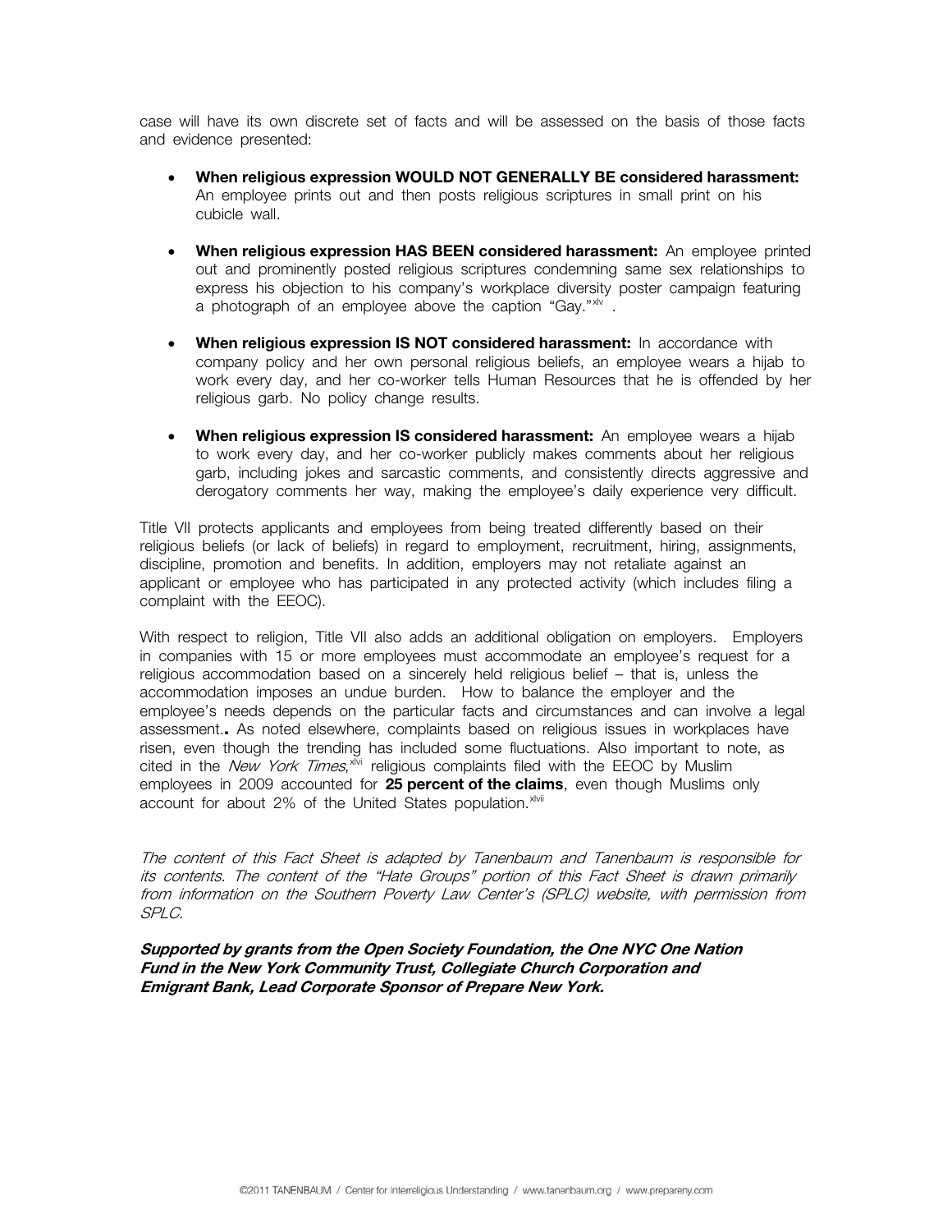case will have its own discrete set of facts and will be assessed on the basis of those facts and evidence presented:

- **When religious expression WOULD NOT GENERALLY BE considered harassment:** An employee prints out and then posts religious scriptures in small print on his cubicle wall.
- **When religious expression HAS BEEN considered harassment:** An employee printed out and prominently posted religious scriptures condemning same sex relationships to express his objection to his company's workplace diversity poster campaign featuring a photograph of an employee above the caption "Gay."[xlv] .
- **When religious expression IS NOT considered harassment:** In accordance with company policy and her own personal religious beliefs, an employee wears a hijab to work every day, and her co-worker tells Human Resources that he is offended by her religious garb. No policy change results.
- **When religious expression IS considered harassment:** An employee wears a hijab to work every day, and her co-worker publicly makes comments about her religious garb, including jokes and sarcastic comments, and consistently directs aggressive and derogatory comments her way, making the employee's daily experience very difficult.

Title VII protects applicants and employees from being treated differently based on their religious beliefs (or lack of beliefs) in regard to employment, recruitment, hiring, assignments, discipline, promotion and benefits. In addition, employers may not retaliate against an applicant or employee who has participated in any protected activity (which includes filing a complaint with the EEOC).

With respect to religion, Title VII also adds an additional obligation on employers. Employers in companies with 15 or more employees must accommodate an employee's request for a religious accommodation based on a sincerely held religious belief – that is, unless the accommodation imposes an undue burden. How to balance the employer and the employee's needs depends on the particular facts and circumstances and can involve a legal assessment**.** As noted elsewhere, complaints based on religious issues in workplaces have risen, even though the trending has included some fluctuations. Also important to note, as cited in the *New York Times*,[xlvi] religious complaints filed with the EEOC by Muslim employees in 2009 accounted for **25 percent of the claims**, even though Muslims only account for about 2% of the United States population.[xlvii]

*The content of this Fact Sheet is adapted by Tanenbaum and Tanenbaum is responsible for its contents. The content of the "Hate Groups" portion of this Fact Sheet is drawn primarily from information on the Southern Poverty Law Center's (SPLC) website, with permission from SPLC.*

***Supported by grants from the Open Society Foundation, the One NYC One Nation Fund in the New York Community Trust, Collegiate Church Corporation and Emigrant Bank, Lead Corporate Sponsor of Prepare New York.***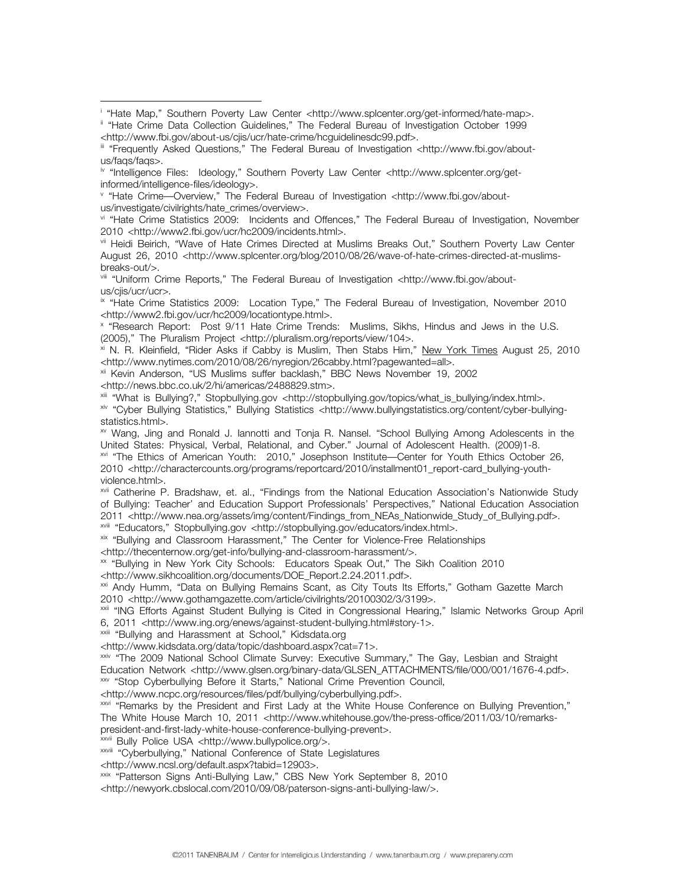[i] "Hate Map," Southern Poverty Law Center <http://www.splcenter.org/get-informed/hate-map>.

[ii] "Hate Crime Data Collection Guidelines," The Federal Bureau of Investigation October 1999 <http://www.fbi.gov/about-us/cjis/ucr/hate-crime/hcguidelinesdc99.pdf>.

[iii] "Frequently Asked Questions," The Federal Bureau of Investigation <http://www.fbi.gov/about-us/faqs/faqs>.

[iv] "Intelligence Files: Ideology," Southern Poverty Law Center <http://www.splcenter.org/get-informed/intelligence-files/ideology>.

[v] "Hate Crime—Overview," The Federal Bureau of Investigation <http://www.fbi.gov/about-us/investigate/civilrights/hate_crimes/overview>.

[vi] "Hate Crime Statistics 2009: Incidents and Offences," The Federal Bureau of Investigation, November 2010 <http://www2.fbi.gov/ucr/hc2009/incidents.html>.

[vii] Heidi Beirich, "Wave of Hate Crimes Directed at Muslims Breaks Out," Southern Poverty Law Center August 26, 2010 <http://www.splcenter.org/blog/2010/08/26/wave-of-hate-crimes-directed-at-muslims-breaks-out/>.

[viii] "Uniform Crime Reports," The Federal Bureau of Investigation <http://www.fbi.gov/about-us/cjis/ucr/ucr>.

[ix] "Hate Crime Statistics 2009: Location Type," The Federal Bureau of Investigation, November 2010 <http://www2.fbi.gov/ucr/hc2009/locationtype.html>.

[x] "Research Report: Post 9/11 Hate Crime Trends: Muslims, Sikhs, Hindus and Jews in the U.S. (2005)," The Pluralism Project <http://pluralism.org/reports/view/104>.

[xi] N. R. Kleinfield, "Rider Asks if Cabby is Muslim, Then Stabs Him," New York Times August 25, 2010 <http://www.nytimes.com/2010/08/26/nyregion/26cabby.html?pagewanted=all>.

[xii] Kevin Anderson, "US Muslims suffer backlash," BBC News November 19, 2002 <http://news.bbc.co.uk/2/hi/americas/2488829.stm>.

[xiii] "What is Bullying?," Stopbullying.gov <http://stopbullying.gov/topics/what_is_bullying/index.html>.

[xiv] "Cyber Bullying Statistics," Bullying Statistics <http://www.bullyingstatistics.org/content/cyber-bullying-statistics.html>.

[xv] Wang, Jing and Ronald J. Iannotti and Tonja R. Nansel. "School Bullying Among Adolescents in the United States: Physical, Verbal, Relational, and Cyber." Journal of Adolescent Health. (2009)1-8.

[xvi] "The Ethics of American Youth: 2010," Josephson Institute—Center for Youth Ethics October 26, 2010 <http://charactercounts.org/programs/reportcard/2010/installment01_report-card_bullying-youth-violence.html>.

[xvii] Catherine P. Bradshaw, et. al., "Findings from the National Education Association's Nationwide Study of Bullying: Teacher' and Education Support Professionals' Perspectives," National Education Association 2011 <http://www.nea.org/assets/img/content/Findings_from_NEAs_Nationwide_Study_of_Bullying.pdf>.

[xviii] "Educators," Stopbullying.gov <http://stopbullying.gov/educators/index.html>.

[xix] "Bullying and Classroom Harassment," The Center for Violence-Free Relationships <http://thecenternow.org/get-info/bullying-and-classroom-harassment/>.

[xx] "Bullying in New York City Schools: Educators Speak Out," The Sikh Coalition 2010 <http://www.sikhcoalition.org/documents/DOE_Report.2.24.2011.pdf>.

[xxi] Andy Humm, "Data on Bullying Remains Scant, as City Touts Its Efforts," Gotham Gazette March 2010 <http://www.gothamgazette.com/article/civilrights/20100302/3/3199>.

[xxii] "ING Efforts Against Student Bullying is Cited in Congressional Hearing," Islamic Networks Group April 6, 2011 <http://www.ing.org/enews/against-student-bullying.html#story-1>.

[xxiii] "Bullying and Harassment at School," Kidsdata.org <http://www.kidsdata.org/data/topic/dashboard.aspx?cat=71>.

[xxiv] "The 2009 National School Climate Survey: Executive Summary," The Gay, Lesbian and Straight Education Network <http://www.glsen.org/binary-data/GLSEN_ATTACHMENTS/file/000/001/1676-4.pdf>.

[xxv] "Stop Cyberbullying Before it Starts," National Crime Prevention Council, <http://www.ncpc.org/resources/files/pdf/bullying/cyberbullying.pdf>.

[xxvi] "Remarks by the President and First Lady at the White House Conference on Bullying Prevention," The White House March 10, 2011 <http://www.whitehouse.gov/the-press-office/2011/03/10/remarks-president-and-first-lady-white-house-conference-bullying-prevent>.

[xxvii] Bully Police USA <http://www.bullypolice.org/>.

[xxviii] "Cyberbullying," National Conference of State Legislatures <http://www.ncsl.org/default.aspx?tabid=12903>.

[xxix] "Patterson Signs Anti-Bullying Law," CBS New York September 8, 2010 <http://newyork.cbslocal.com/2010/09/08/paterson-signs-anti-bullying-law/>.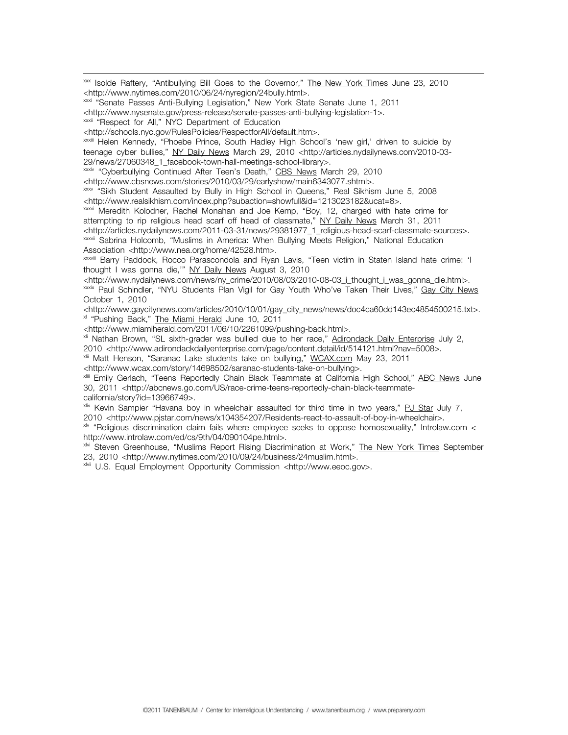[xxx] Isolde Raftery, "Antibullying Bill Goes to the Governor," The New York Times June 23, 2010 <http://www.nytimes.com/2010/06/24/nyregion/24bully.html>.

[xxxi] "Senate Passes Anti-Bullying Legislation," New York State Senate June 1, 2011 <http://www.nysenate.gov/press-release/senate-passes-anti-bullying-legislation-1>.

[xxxii] "Respect for All," NYC Department of Education <http://schools.nyc.gov/RulesPolicies/RespectforAll/default.htm>.

[xxxiii] Helen Kennedy, "Phoebe Prince, South Hadley High School's 'new girl,' driven to suicide by teenage cyber bullies," NY Daily News March 29, 2010 <http://articles.nydailynews.com/2010-03-29/news/27060348_1_facebook-town-hall-meetings-school-library>.

[xxxiv] "Cyberbullying Continued After Teen's Death," CBS News March 29, 2010 <http://www.cbsnews.com/stories/2010/03/29/earlyshow/main6343077.shtml>.

[xxxv] "Sikh Student Assaulted by Bully in High School in Queens," Real Sikhism June 5, 2008 <http://www.realsikhism.com/index.php?subaction=showfull&id=1213023182&ucat=8>.

[xxxvi] Meredith Kolodner, Rachel Monahan and Joe Kemp, "Boy, 12, charged with hate crime for attempting to rip religious head scarf off head of classmate," NY Daily News March 31, 2011 <http://articles.nydailynews.com/2011-03-31/news/29381977_1_religious-head-scarf-classmate-sources>.

[xxxvii] Sabrina Holcomb, "Muslims in America: When Bullying Meets Religion," National Education Association <http://www.nea.org/home/42528.htm>.

[xxxviii] Barry Paddock, Rocco Parascondola and Ryan Lavis, "Teen victim in Staten Island hate crime: 'I thought I was gonna die,'" NY Daily News August 3, 2010 <http://www.nydailynews.com/news/ny_crime/2010/08/03/2010-08-03_i_thought_i_was_gonna_die.html>.

[xxxix] Paul Schindler, "NYU Students Plan Vigil for Gay Youth Who've Taken Their Lives," Gay City News October 1, 2010 <http://www.gaycitynews.com/articles/2010/10/01/gay_city_news/news/doc4ca60dd143ec4854500215.txt>.

[xl] "Pushing Back," The Miami Herald June 10, 2011 <http://www.miamiherald.com/2011/06/10/2261099/pushing-back.html>.

[xli] Nathan Brown, "SL sixth-grader was bullied due to her race," Adirondack Daily Enterprise July 2, 2010 <http://www.adirondackdailyenterprise.com/page/content.detail/id/514121.html?nav=5008>.

[xlii] Matt Henson, "Saranac Lake students take on bullying," WCAX.com May 23, 2011 <http://www.wcax.com/story/14698502/saranac-students-take-on-bullying>.

[xliii] Emily Gerlach, "Teens Reportedly Chain Black Teammate at California High School," ABC News June 30, 2011 <http://abcnews.go.com/US/race-crime-teens-reportedly-chain-black-teammate-california/story?id=13966749>.

[xliv] Kevin Sampier "Havana boy in wheelchair assaulted for third time in two years," PJ Star July 7, 2010 <http://www.pjstar.com/news/x104354207/Residents-react-to-assault-of-boy-in-wheelchair>.

[xlv] "Religious discrimination claim fails where employee seeks to oppose homosexuality," Introlaw.com < http://www.introlaw.com/ed/cs/9th/04/090104pe.html>.

[xlvi] Steven Greenhouse, "Muslims Report Rising Discrimination at Work," The New York Times September 23, 2010 <http://www.nytimes.com/2010/09/24/business/24muslim.html>.

[xlvii] U.S. Equal Employment Opportunity Commission <http://www.eeoc.gov>.